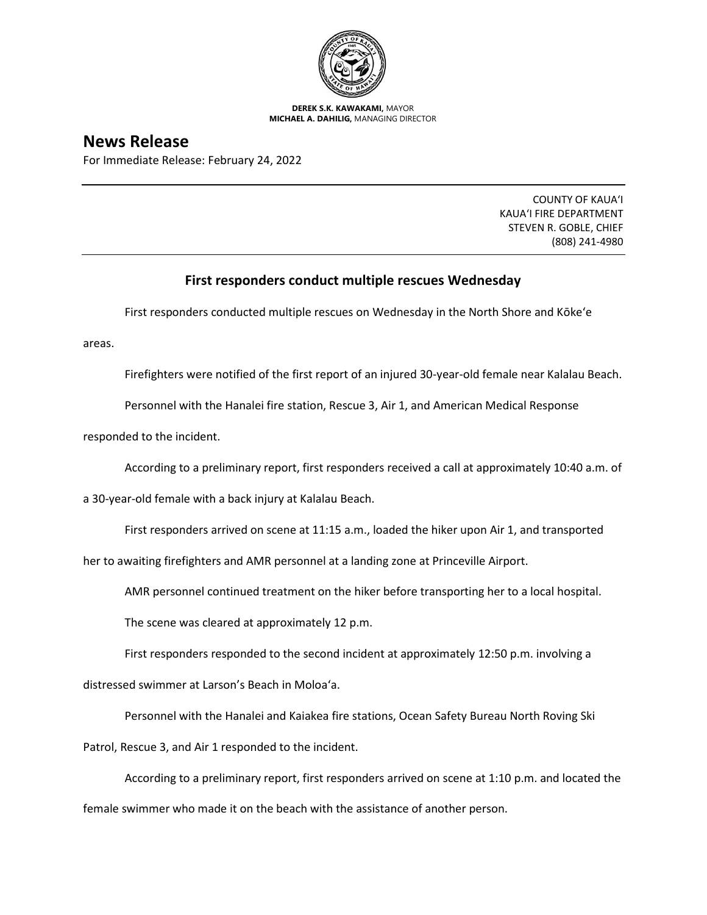**DEREK S.K. KAWAKAMI,** MAYOR
**MICHAEL A. DAHILIG,** MANAGING DIRECTOR

# News Release

For Immediate Release: February 24, 2022

COUNTY OF KAUAʻI
KAUAʻI FIRE DEPARTMENT
STEVEN R. GOBLE, CHIEF
(808) 241-4980

## First responders conduct multiple rescues Wednesday

First responders conducted multiple rescues on Wednesday in the North Shore and Kōkeʻe areas.

Firefighters were notified of the first report of an injured 30-year-old female near Kalalau Beach.

Personnel with the Hanalei fire station, Rescue 3, Air 1, and American Medical Response responded to the incident.

According to a preliminary report, first responders received a call at approximately 10:40 a.m. of a 30-year-old female with a back injury at Kalalau Beach.

First responders arrived on scene at 11:15 a.m., loaded the hiker upon Air 1, and transported her to awaiting firefighters and AMR personnel at a landing zone at Princeville Airport.

AMR personnel continued treatment on the hiker before transporting her to a local hospital.

The scene was cleared at approximately 12 p.m.

First responders responded to the second incident at approximately 12:50 p.m. involving a distressed swimmer at Larson's Beach in Moloaʻa.

Personnel with the Hanalei and Kaiakea fire stations, Ocean Safety Bureau North Roving Ski Patrol, Rescue 3, and Air 1 responded to the incident.

According to a preliminary report, first responders arrived on scene at 1:10 p.m. and located the female swimmer who made it on the beach with the assistance of another person.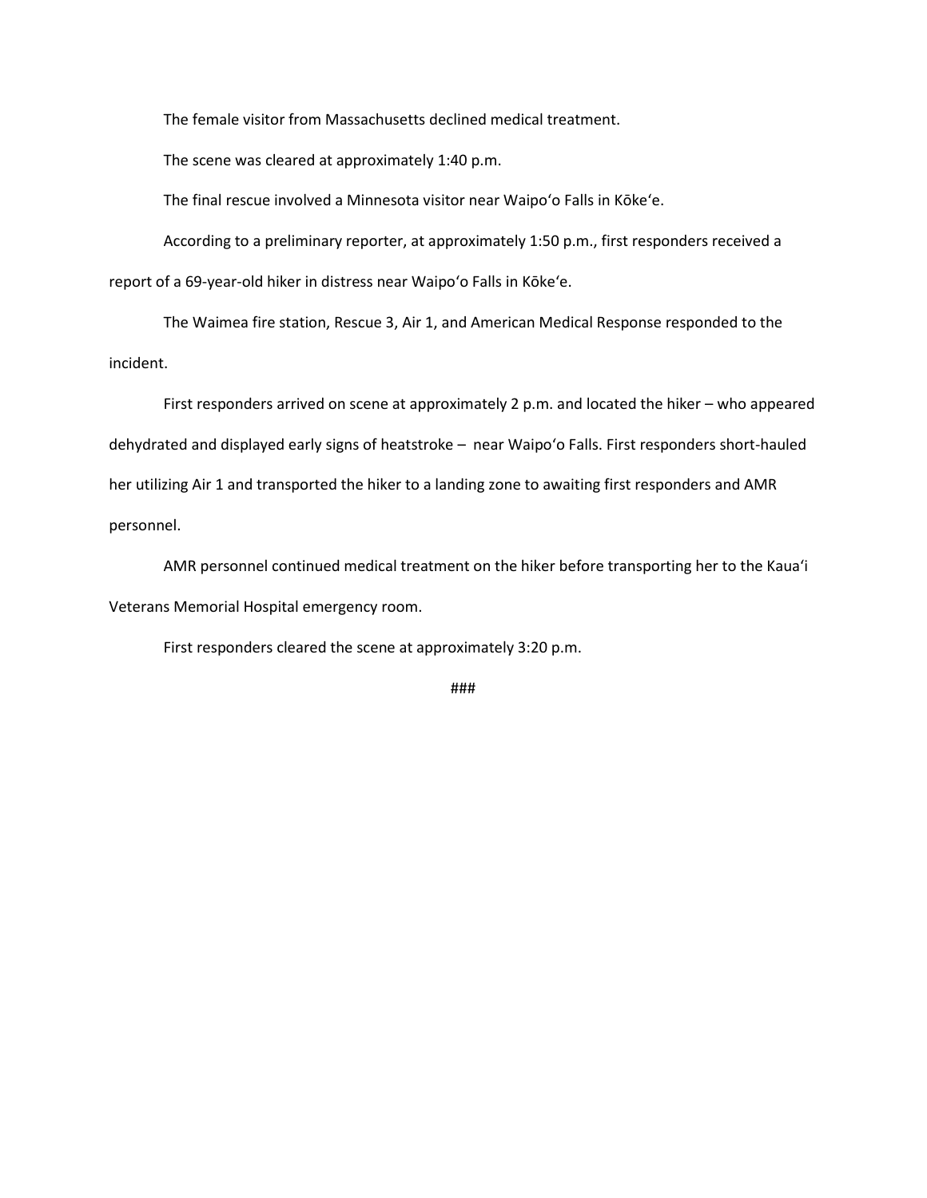The female visitor from Massachusetts declined medical treatment.

The scene was cleared at approximately 1:40 p.m.

The final rescue involved a Minnesota visitor near Waipoʻo Falls in Kōkeʻe.

According to a preliminary reporter, at approximately 1:50 p.m., first responders received a report of a 69-year-old hiker in distress near Waipoʻo Falls in Kōkeʻe.

The Waimea fire station, Rescue 3, Air 1, and American Medical Response responded to the incident.

First responders arrived on scene at approximately 2 p.m. and located the hiker – who appeared dehydrated and displayed early signs of heatstroke – near Waipoʻo Falls. First responders short-hauled her utilizing Air 1 and transported the hiker to a landing zone to awaiting first responders and AMR personnel.

AMR personnel continued medical treatment on the hiker before transporting her to the Kauaʻi Veterans Memorial Hospital emergency room.

First responders cleared the scene at approximately 3:20 p.m.

###